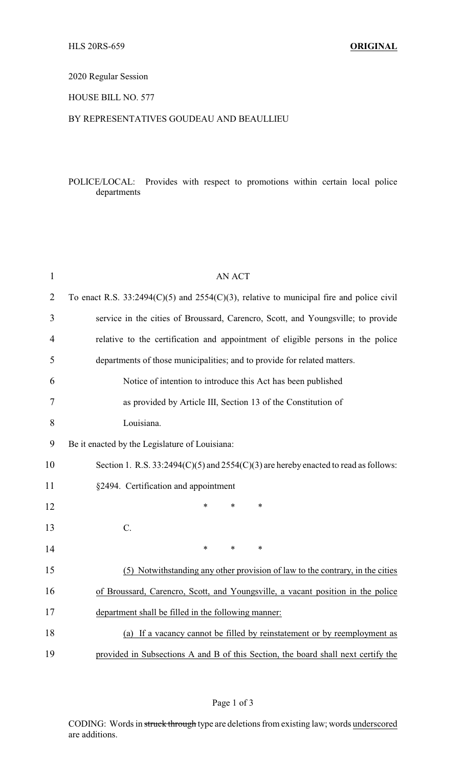HLS 20RS-659 **ORIGINAL**

2020 Regular Session

HOUSE BILL NO. 577

BY REPRESENTATIVES GOUDEAU AND BEAULLIEU

POLICE/LOCAL: Provides with respect to promotions within certain local police departments

AN ACT

To enact R.S. 33:2494(C)(5) and 2554(C)(3), relative to municipal fire and police civil service in the cities of Broussard, Carencro, Scott, and Youngsville; to provide relative to the certification and appointment of eligible persons in the police departments of those municipalities; and to provide for related matters.

Notice of intention to introduce this Act has been published as provided by Article III, Section 13 of the Constitution of Louisiana.

Be it enacted by the Legislature of Louisiana:

Section 1. R.S. 33:2494(C)(5) and 2554(C)(3) are hereby enacted to read as follows:

§2494. Certification and appointment

\* \* \*

C.

\* \* \*

<u>(5) Notwithstanding any other provision of law to the contrary, in the cities of Broussard, Carencro, Scott, and Youngsville, a vacant position in the police department shall be filled in the following manner:</u>

<u>(a) If a vacancy cannot be filled by reinstatement or by reemployment as provided in Subsections A and B of this Section, the board shall next certify the</u>

CODING: Words in ~~struck through~~ type are deletions from existing law; words <u>underscored</u> are additions.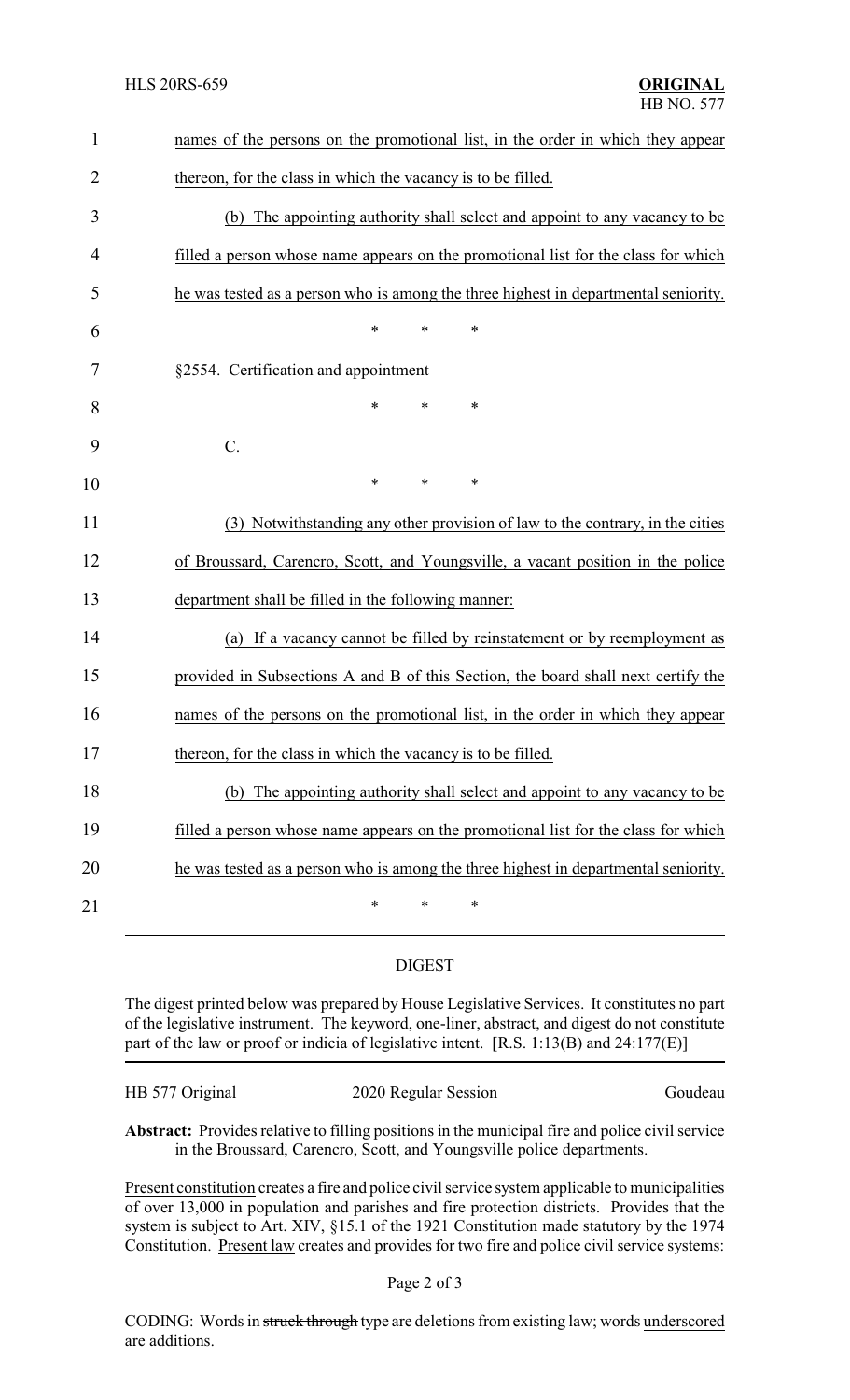names of the persons on the promotional list, in the order in which they appear thereon, for the class in which the vacancy is to be filled.

(b) The appointing authority shall select and appoint to any vacancy to be filled a person whose name appears on the promotional list for the class for which he was tested as a person who is among the three highest in departmental seniority.

\* \* \*

§2554. Certification and appointment

\* \* \*

C.

\* \* \*

(3) Notwithstanding any other provision of law to the contrary, in the cities of Broussard, Carencro, Scott, and Youngsville, a vacant position in the police department shall be filled in the following manner:

(a) If a vacancy cannot be filled by reinstatement or by reemployment as provided in Subsections A and B of this Section, the board shall next certify the names of the persons on the promotional list, in the order in which they appear thereon, for the class in which the vacancy is to be filled.

(b) The appointing authority shall select and appoint to any vacancy to be filled a person whose name appears on the promotional list for the class for which he was tested as a person who is among the three highest in departmental seniority.

\* \* \*

## DIGEST

The digest printed below was prepared by House Legislative Services. It constitutes no part of the legislative instrument. The keyword, one-liner, abstract, and digest do not constitute part of the law or proof or indicia of legislative intent. [R.S. 1:13(B) and 24:177(E)]

HB 577 Original 2020 Regular Session Goudeau

**Abstract:** Provides relative to filling positions in the municipal fire and police civil service in the Broussard, Carencro, Scott, and Youngsville police departments.

Present constitution creates a fire and police civil service system applicable to municipalities of over 13,000 in population and parishes and fire protection districts. Provides that the system is subject to Art. XIV, §15.1 of the 1921 Constitution made statutory by the 1974 Constitution. Present law creates and provides for two fire and police civil service systems:

CODING: Words in ~~struck through~~ type are deletions from existing law; words underscored are additions.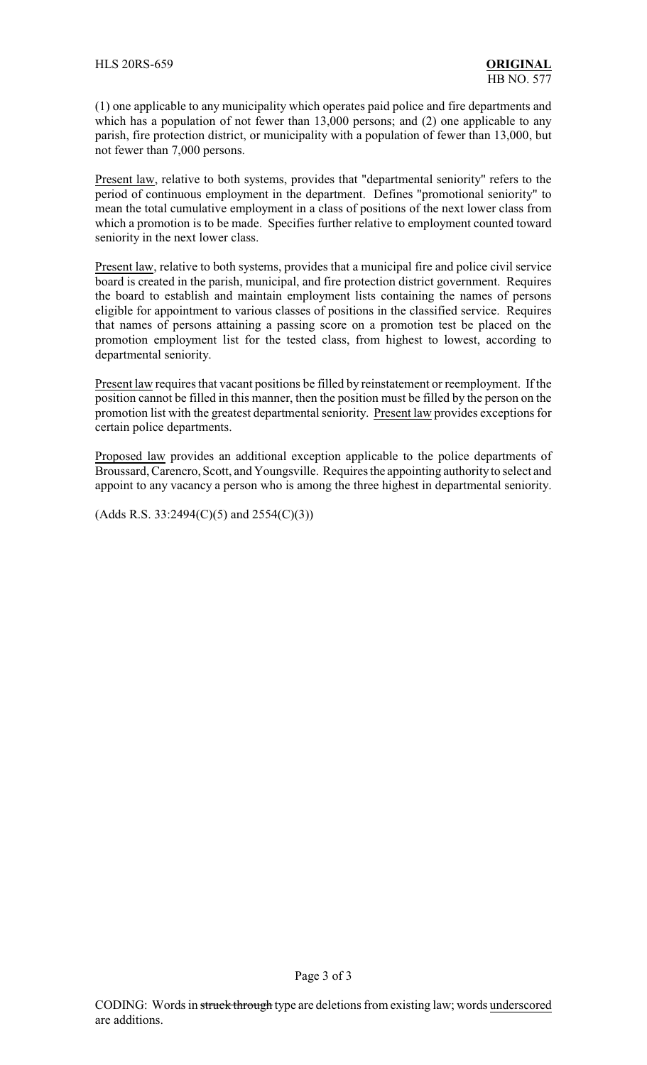(1) one applicable to any municipality which operates paid police and fire departments and which has a population of not fewer than 13,000 persons; and (2) one applicable to any parish, fire protection district, or municipality with a population of fewer than 13,000, but not fewer than 7,000 persons.

Present law, relative to both systems, provides that "departmental seniority" refers to the period of continuous employment in the department. Defines "promotional seniority" to mean the total cumulative employment in a class of positions of the next lower class from which a promotion is to be made. Specifies further relative to employment counted toward seniority in the next lower class.

Present law, relative to the parish systems, provides that a municipal fire and police civil service board is created in the parish, municipal, and fire protection district government. Requires the board to establish and maintain employment lists containing the names of persons eligible for appointment to various classes of positions in the classified service. Requires that names of persons attaining a passing score on a promotion test be placed on the promotion employment list for the tested class, from highest to lowest, according to departmental seniority.

Present law requires that vacant positions be filled by reinstatement or reemployment. If the position cannot be filled in this manner, then the position must be filled by the person on the promotion list with the greatest departmental seniority. Present law provides exceptions for certain police departments.

Proposed law provides an additional exception applicable to the police departments of Broussard, Carencro, Scott, and Youngsville. Requires the appointing authority to select and appoint to any vacancy a person who is among the three highest in departmental seniority.

(Adds R.S. 33:2494(C)(5) and 2554(C)(3))

CODING: Words in ~~struck through~~ type are deletions from existing law; words underscored are additions.